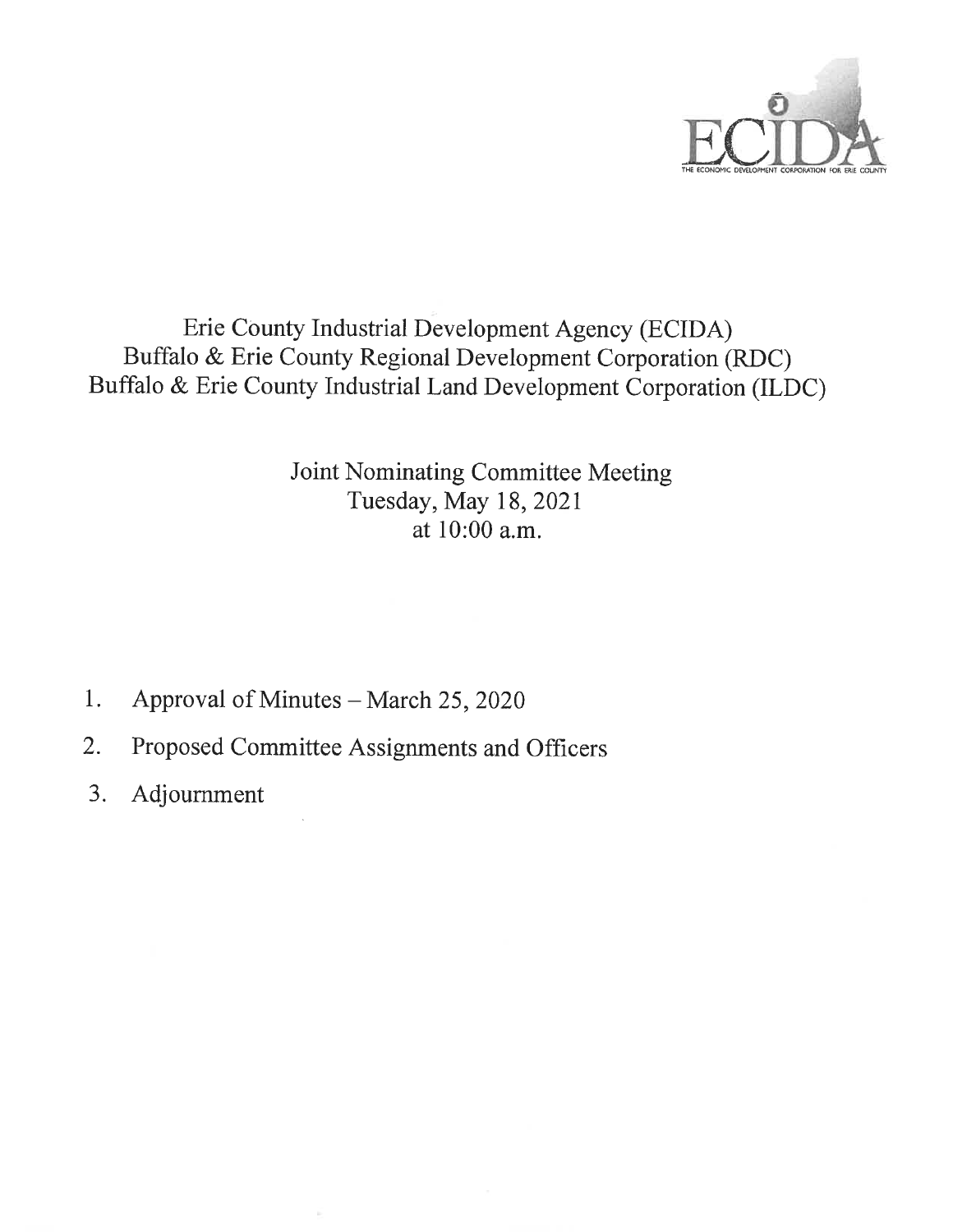Erie County Industrial Development Agency (ECIDA)
Buffalo & Erie County Regional Development Corporation (RDC)
Buffalo & Erie County Industrial Land Development Corporation (ILDC)

Joint Nominating Committee Meeting
Tuesday, May 18, 2021
at 10:00 a.m.

1. Approval of Minutes – March 25, 2020
2. Proposed Committee Assignments and Officers
3. Adjournment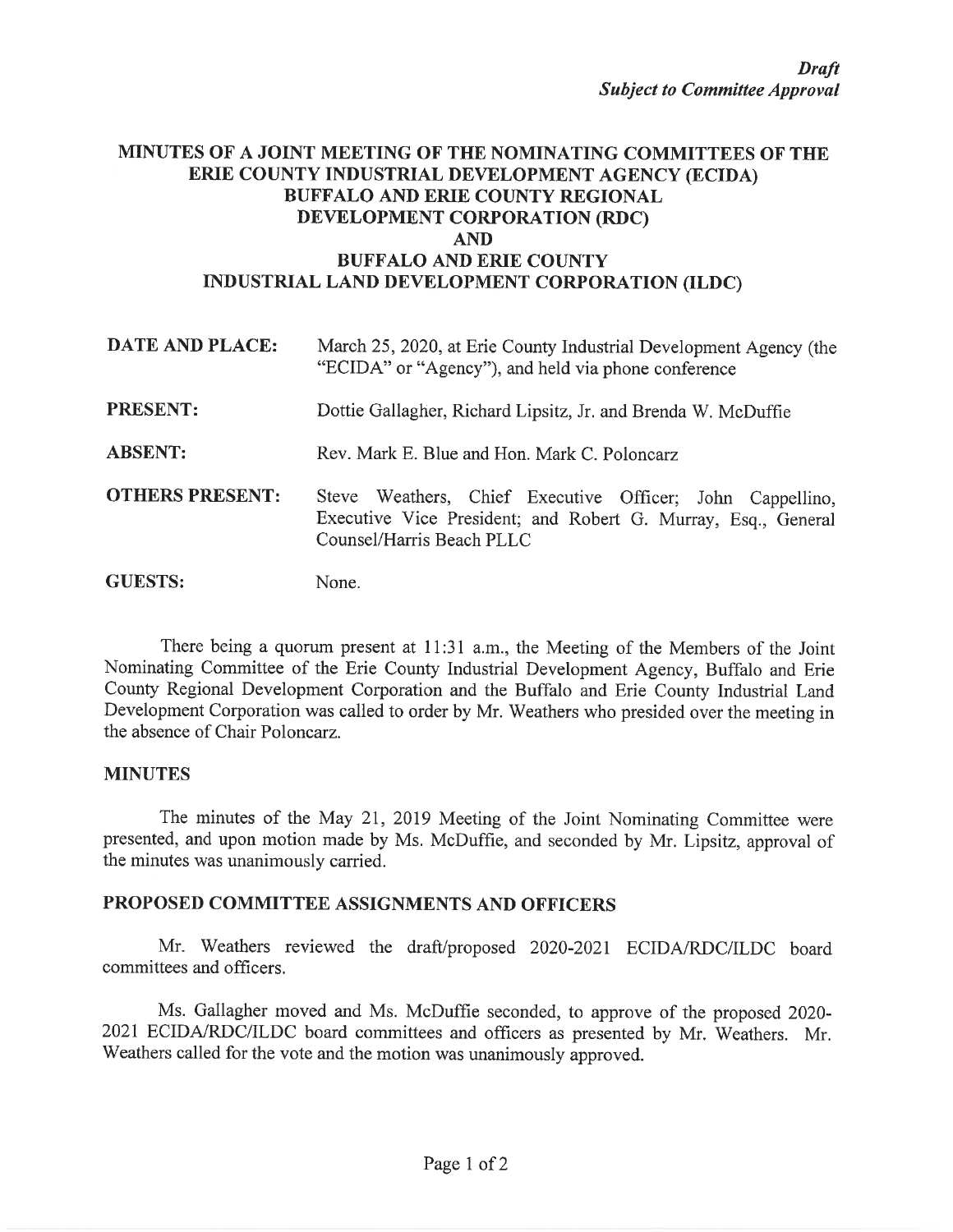*Draft*
*Subject to Committee Approval*

# MINUTES OF A JOINT MEETING OF THE NOMINATING COMMITTEES OF THE ERIE COUNTY INDUSTRIAL DEVELOPMENT AGENCY (ECIDA) BUFFALO AND ERIE COUNTY REGIONAL DEVELOPMENT CORPORATION (RDC) AND BUFFALO AND ERIE COUNTY INDUSTRIAL LAND DEVELOPMENT CORPORATION (ILDC)

**DATE AND PLACE:** March 25, 2020, at Erie County Industrial Development Agency (the "ECIDA" or "Agency"), and held via phone conference

**PRESENT:** Dottie Gallagher, Richard Lipsitz, Jr. and Brenda W. McDuffie

**ABSENT:** Rev. Mark E. Blue and Hon. Mark C. Poloncarz

**OTHERS PRESENT:** Steve Weathers, Chief Executive Officer; John Cappellino, Executive Vice President; and Robert G. Murray, Esq., General Counsel/Harris Beach PLLC

**GUESTS:** None.

There being a quorum present at 11:31 a.m., the Meeting of the Members of the Joint Nominating Committee of the Erie County Industrial Development Agency, Buffalo and Erie County Regional Development Corporation and the Buffalo and Erie County Industrial Land Development Corporation was called to order by Mr. Weathers who presided over the meeting in the absence of Chair Poloncarz.

## MINUTES

The minutes of the May 21, 2019 Meeting of the Joint Nominating Committee were presented, and upon motion made by Ms. McDuffie, and seconded by Mr. Lipsitz, approval of the minutes was unanimously carried.

## PROPOSED COMMITTEE ASSIGNMENTS AND OFFICERS

Mr. Weathers reviewed the draft/proposed 2020-2021 ECIDA/RDC/ILDC board committees and officers.

Ms. Gallagher moved and Ms. McDuffie seconded, to approve of the proposed 2020-2021 ECIDA/RDC/ILDC board committees and officers as presented by Mr. Weathers. Mr. Weathers called for the vote and the motion was unanimously approved.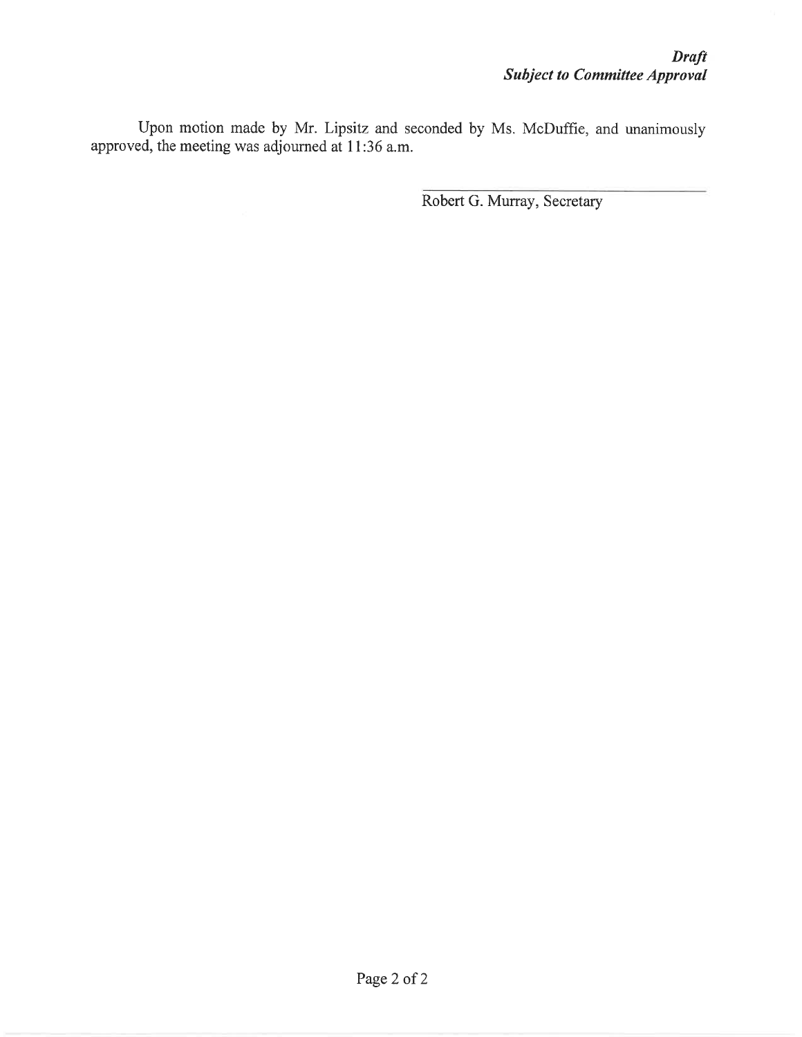***Draft***
***Subject to Committee Approval***

Upon motion made by Mr. Lipsitz and seconded by Ms. McDuffie, and unanimously approved, the meeting was adjourned at 11:36 a.m.

Robert G. Murray, Secretary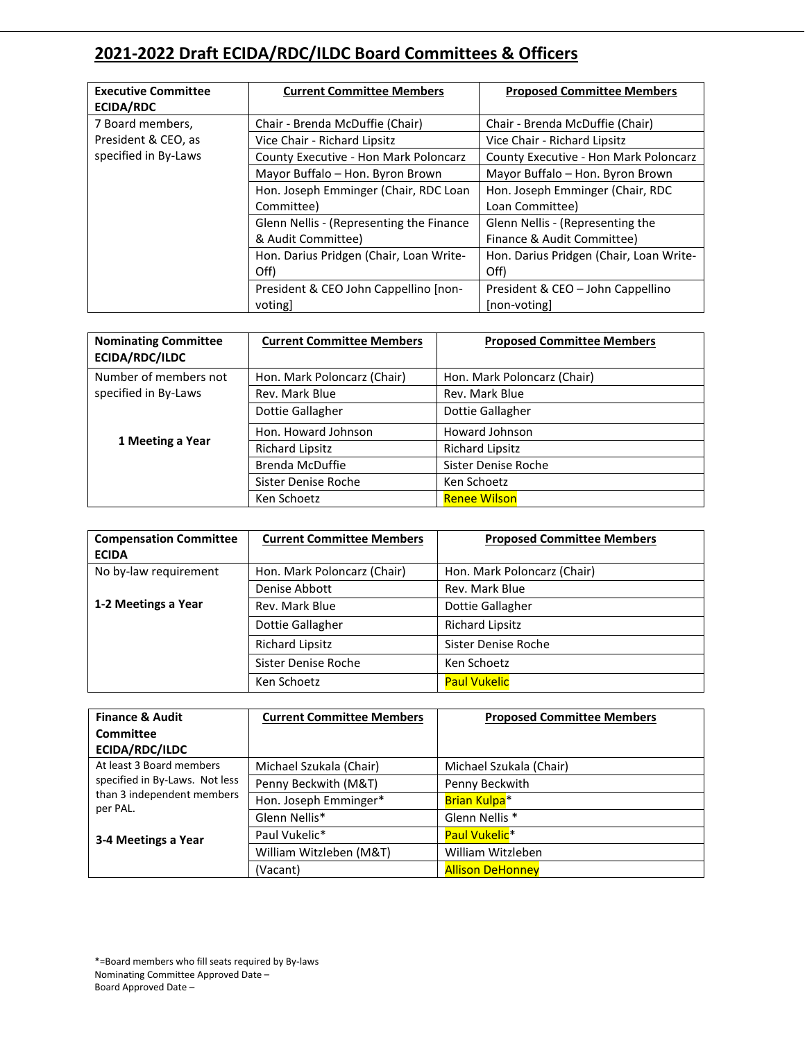## 2021-2022 Draft ECIDA/RDC/ILDC Board Committees & Officers

| Executive Committee ECIDA/RDC | Current Committee Members | Proposed Committee Members |
|---|---|---|
| 7 Board members, President & CEO, as specified in By-Laws | Chair - Brenda McDuffie (Chair) | Chair - Brenda McDuffie (Chair) |
| | Vice Chair - Richard Lipsitz | Vice Chair - Richard Lipsitz |
| | County Executive - Hon Mark Poloncarz | County Executive - Hon Mark Poloncarz |
| | Mayor Buffalo – Hon. Byron Brown | Mayor Buffalo – Hon. Byron Brown |
| | Hon. Joseph Emminger (Chair, RDC Loan Committee) | Hon. Joseph Emminger (Chair, RDC Loan Committee) |
| | Glenn Nellis - (Representing the Finance & Audit Committee) | Glenn Nellis - (Representing the Finance & Audit Committee) |
| | Hon. Darius Pridgen (Chair, Loan Write-Off) | Hon. Darius Pridgen (Chair, Loan Write-Off) |
| | President & CEO John Cappellino [non-voting] | President & CEO – John Cappellino [non-voting] |

| Nominating Committee ECIDA/RDC/ILDC | Current Committee Members | Proposed Committee Members |
|---|---|---|
| Number of members not specified in By-Laws | Hon. Mark Poloncarz (Chair) | Hon. Mark Poloncarz (Chair) |
| | Rev. Mark Blue | Rev. Mark Blue |
| | Dottie Gallagher | Dottie Gallagher |
| **1 Meeting a Year** | Hon. Howard Johnson | Howard Johnson |
| | Richard Lipsitz | Richard Lipsitz |
| | Brenda McDuffie | Sister Denise Roche |
| | Sister Denise Roche | Ken Schoetz |
| | Ken Schoetz | Renee Wilson |

| Compensation Committee ECIDA | Current Committee Members | Proposed Committee Members |
|---|---|---|
| No by-law requirement | Hon. Mark Poloncarz (Chair) | Hon. Mark Poloncarz (Chair) |
| | Denise Abbott | Rev. Mark Blue |
| **1-2 Meetings a Year** | Rev. Mark Blue | Dottie Gallagher |
| | Dottie Gallagher | Richard Lipsitz |
| | Richard Lipsitz | Sister Denise Roche |
| | Sister Denise Roche | Ken Schoetz |
| | Ken Schoetz | Paul Vukelic |

| Finance & Audit Committee ECIDA/RDC/ILDC | Current Committee Members | Proposed Committee Members |
|---|---|---|
| At least 3 Board members specified in By-Laws. Not less than 3 independent members per PAL. | Michael Szukala (Chair) | Michael Szukala (Chair) |
| | Penny Beckwith (M&T) | Penny Beckwith |
| | Hon. Joseph Emminger* | Brian Kulpa* |
| | Glenn Nellis* | Glenn Nellis * |
| **3-4 Meetings a Year** | Paul Vukelic* | Paul Vukelic* |
| | William Witzleben (M&T) | William Witzleben |
| | (Vacant) | Allison DeHonney |

*=Board members who fill seats required by By-laws
Nominating Committee Approved Date –
Board Approved Date –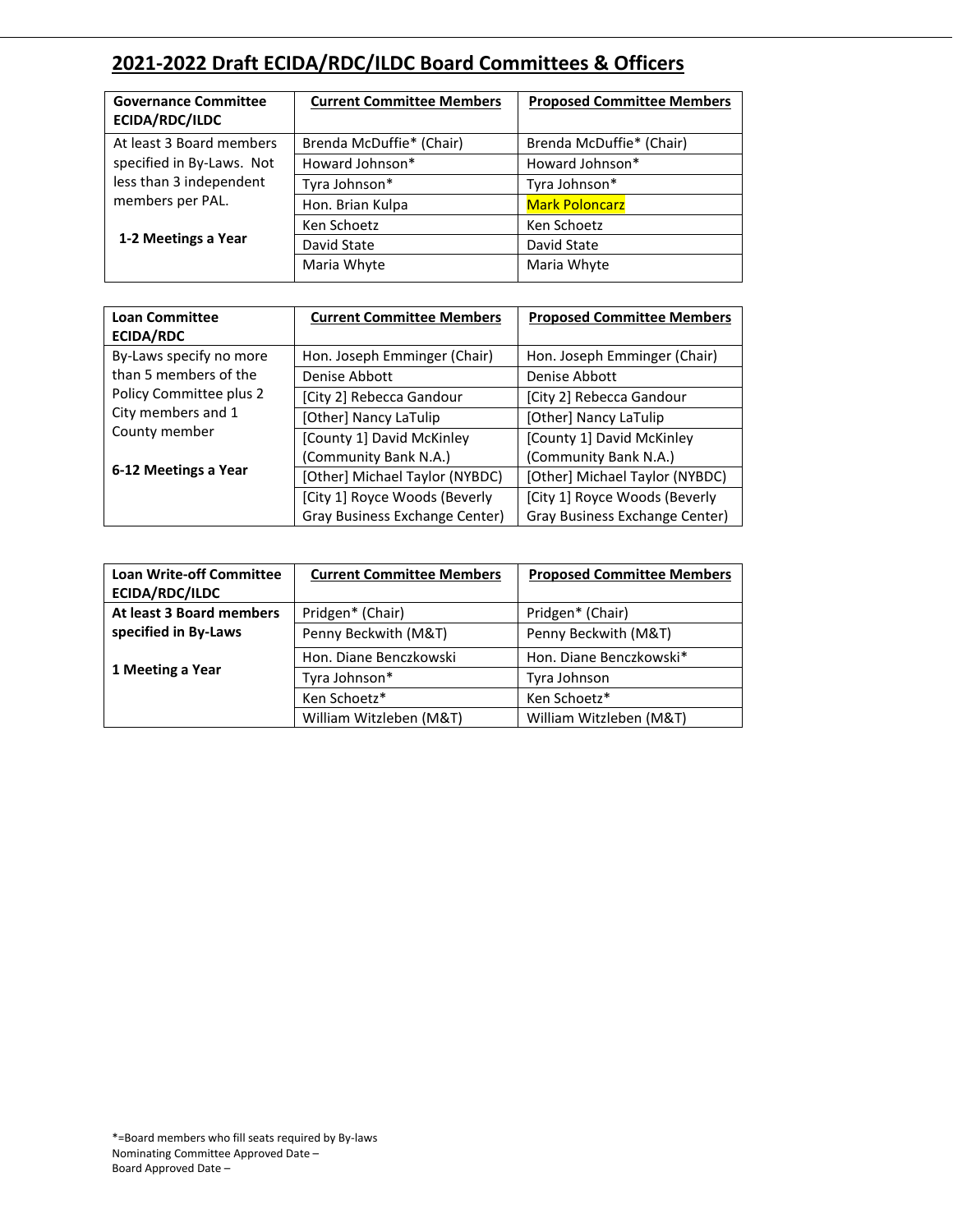## 2021-2022 Draft ECIDA/RDC/ILDC Board Committees & Officers

| Governance Committee ECIDA/RDC/ILDC | Current Committee Members | Proposed Committee Members |
|---|---|---|
| At least 3 Board members specified in By-Laws. Not less than 3 independent members per PAL. | Brenda McDuffie* (Chair) | Brenda McDuffie* (Chair) |
| | Howard Johnson* | Howard Johnson* |
| | Tyra Johnson* | Tyra Johnson* |
| | Hon. Brian Kulpa | Mark Poloncarz |
| **1-2 Meetings a Year** | Ken Schoetz | Ken Schoetz |
| | David State | David State |
| | Maria Whyte | Maria Whyte |

| Loan Committee ECIDA/RDC | Current Committee Members | Proposed Committee Members |
|---|---|---|
| By-Laws specify no more than 5 members of the Policy Committee plus 2 City members and 1 County member | Hon. Joseph Emminger (Chair) | Hon. Joseph Emminger (Chair) |
| | Denise Abbott | Denise Abbott |
| | [City 2] Rebecca Gandour | [City 2] Rebecca Gandour |
| | [Other] Nancy LaTulip | [Other] Nancy LaTulip |
| | [County 1] David McKinley (Community Bank N.A.) | [County 1] David McKinley (Community Bank N.A.) |
| **6-12 Meetings a Year** | [Other] Michael Taylor (NYBDC) | [Other] Michael Taylor (NYBDC) |
| | [City 1] Royce Woods (Beverly Gray Business Exchange Center) | [City 1] Royce Woods (Beverly Gray Business Exchange Center) |

| Loan Write-off Committee ECIDA/RDC/ILDC | Current Committee Members | Proposed Committee Members |
|---|---|---|
| **At least 3 Board members specified in By-Laws** | Pridgen* (Chair) | Pridgen* (Chair) |
| | Penny Beckwith (M&T) | Penny Beckwith (M&T) |
| **1 Meeting a Year** | Hon. Diane Benczkowski | Hon. Diane Benczkowski* |
| | Tyra Johnson* | Tyra Johnson |
| | Ken Schoetz* | Ken Schoetz* |
| | William Witzleben (M&T) | William Witzleben (M&T) |

*=Board members who fill seats required by By-laws
Nominating Committee Approved Date –
Board Approved Date –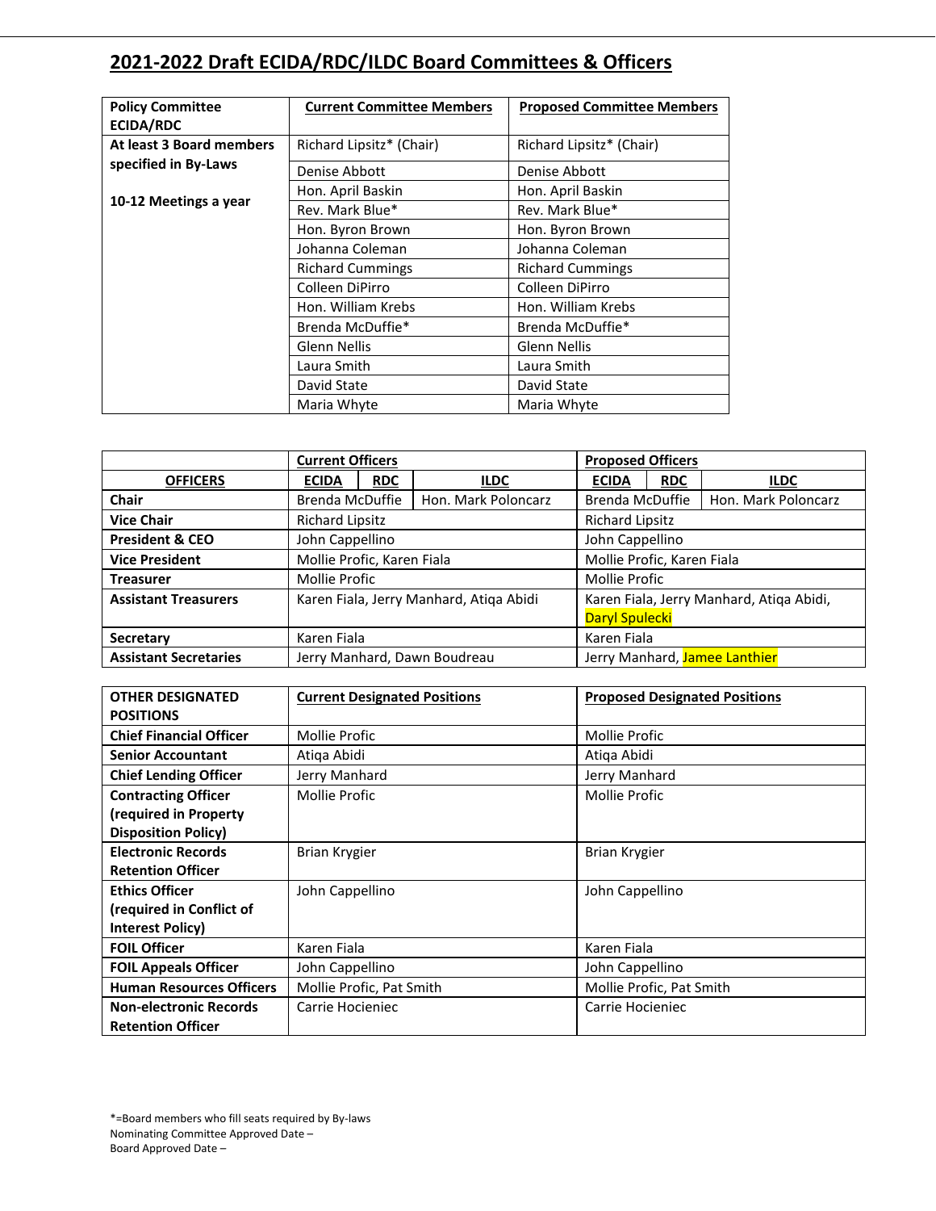## 2021-2022 Draft ECIDA/RDC/ILDC Board Committees & Officers

| Policy Committee ECIDA/RDC | Current Committee Members | Proposed Committee Members |
|---|---|---|
| At least 3 Board members specified in By-Laws<br><br>10-12 Meetings a year | Richard Lipsitz* (Chair) | Richard Lipsitz* (Chair) |
| | Denise Abbott | Denise Abbott |
| | Hon. April Baskin | Hon. April Baskin |
| | Rev. Mark Blue* | Rev. Mark Blue* |
| | Hon. Byron Brown | Hon. Byron Brown |
| | Johanna Coleman | Johanna Coleman |
| | Richard Cummings | Richard Cummings |
| | Colleen DiPirro | Colleen DiPirro |
| | Hon. William Krebs | Hon. William Krebs |
| | Brenda McDuffie* | Brenda McDuffie* |
| | Glenn Nellis | Glenn Nellis |
| | Laura Smith | Laura Smith |
| | David State | David State |
| | Maria Whyte | Maria Whyte |

| | Current Officers | | | Proposed Officers | | |
|---|---|---|---|---|---|---|
| OFFICERS | ECIDA | RDC | ILDC | ECIDA | RDC | ILDC |
| Chair | Brenda McDuffie | | Hon. Mark Poloncarz | Brenda McDuffie | | Hon. Mark Poloncarz |
| Vice Chair | Richard Lipsitz | | | Richard Lipsitz | | |
| President & CEO | John Cappellino | | | John Cappellino | | |
| Vice President | Mollie Profic, Karen Fiala | | | Mollie Profic, Karen Fiala | | |
| Treasurer | Mollie Profic | | | Mollie Profic | | |
| Assistant Treasurers | Karen Fiala, Jerry Manhard, Atiqa Abidi | | | Karen Fiala, Jerry Manhard, Atiqa Abidi, Daryl Spulecki | | |
| Secretary | Karen Fiala | | | Karen Fiala | | |
| Assistant Secretaries | Jerry Manhard, Dawn Boudreau | | | Jerry Manhard, Jamee Lanthier | | |

| OTHER DESIGNATED POSITIONS | Current Designated Positions | Proposed Designated Positions |
|---|---|---|
| Chief Financial Officer | Mollie Profic | Mollie Profic |
| Senior Accountant | Atiqa Abidi | Atiqa Abidi |
| Chief Lending Officer | Jerry Manhard | Jerry Manhard |
| Contracting Officer (required in Property Disposition Policy) | Mollie Profic | Mollie Profic |
| Electronic Records Retention Officer | Brian Krygier | Brian Krygier |
| Ethics Officer (required in Conflict of Interest Policy) | John Cappellino | John Cappellino |
| FOIL Officer | Karen Fiala | Karen Fiala |
| FOIL Appeals Officer | John Cappellino | John Cappellino |
| Human Resources Officers | Mollie Profic, Pat Smith | Mollie Profic, Pat Smith |
| Non-electronic Records Retention Officer | Carrie Hocieniec | Carrie Hocieniec |

*=Board members who fill seats required by By-laws
Nominating Committee Approved Date –
Board Approved Date –